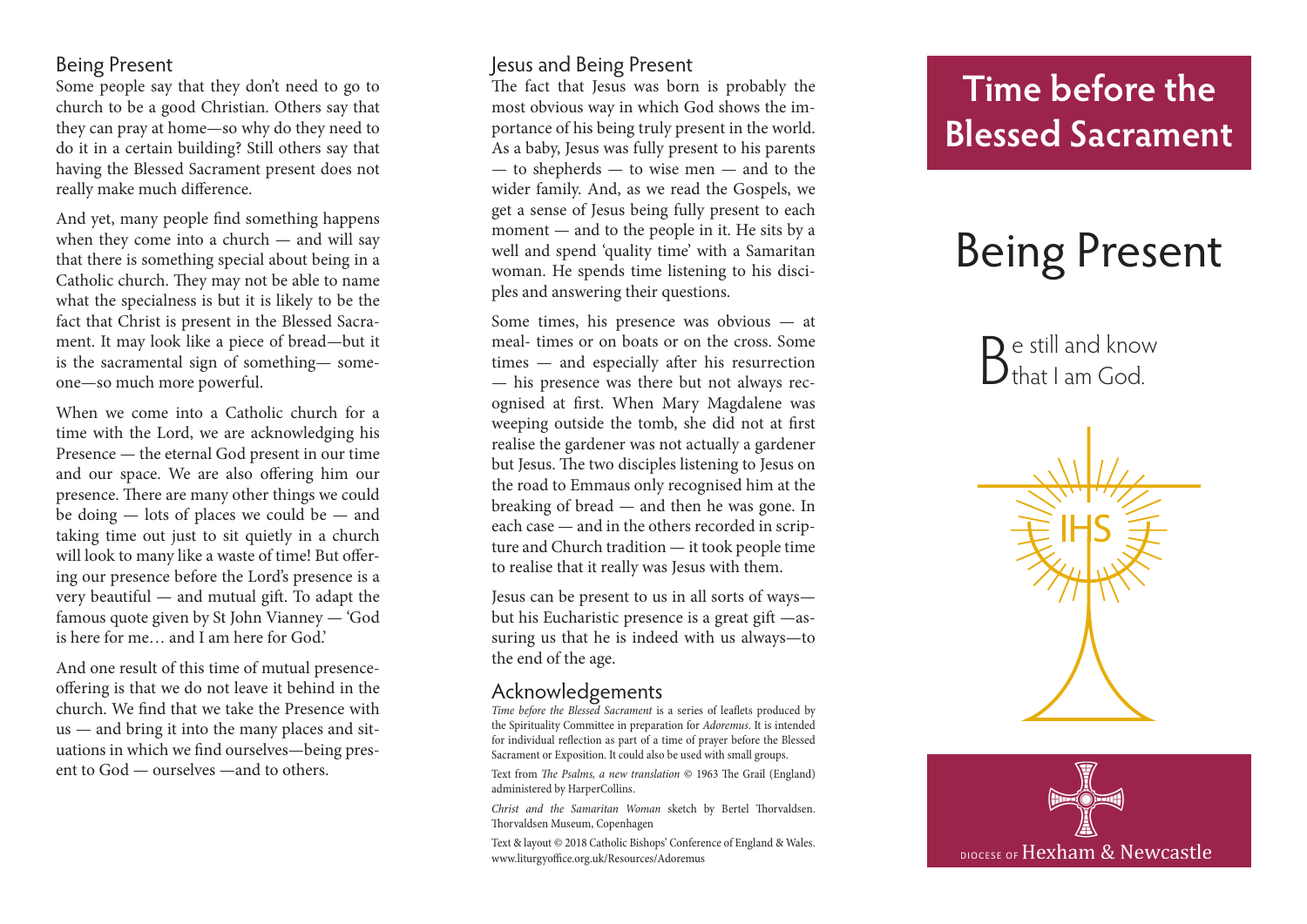## Being Present

Some people say that they don't need to go to church to be a good Christian. Others say that they can pray at home—so why do they need to do it in a certain building? Still others say that having the Blessed Sacrament present does not really make much difference.

And yet, many people find something happens when they come into a church — and will say that there is something special about being in a Catholic church. They may not be able to name what the specialness is but it is likely to be the fact that Christ is present in the Blessed Sacrament. It may look like a piece of bread—but it is the sacramental sign of something— someone—so much more powerful.

When we come into a Catholic church for a time with the Lord, we are acknowledging his Presence — the eternal God present in our time and our space. We are also offering him our presence. There are many other things we could be doing — lots of places we could be — and taking time out just to sit quietly in a church will look to many like a waste of time! But offering our presence before the Lord's presence is a very beautiful — and mutual gift. To adapt the famous quote given by St John Vianney — 'God is here for me… and I am here for God.'

And one result of this time of mutual presence-offering is that we do not leave it behind in the church. We find that we take the Presence with us — and bring it into the many places and situations in which we find ourselves—being present to God — ourselves —and to others.

## Jesus and Being Present

The fact that Jesus was born is probably the most obvious way in which God shows the importance of his being truly present in the world. As a baby, Jesus was fully present to his parents — to shepherds — to wise men — and to the wider family. And, as we read the Gospels, we get a sense of Jesus being fully present to each moment — and to the people in it. He sits by a well and spend 'quality time' with a Samaritan woman. He spends time listening to his disciples and answering their questions.

Some times, his presence was obvious — at meal- times or on boats or on the cross. Some times — and especially after his resurrection — his presence was there but not always recognised at first. When Mary Magdalene was weeping outside the tomb, she did not at first realise the gardener was not actually a gardener but Jesus. The two disciples listening to Jesus on the road to Emmaus only recognised him at the breaking of bread — and then he was gone. In each case — and in the others recorded in scripture and Church tradition — it took people time to realise that it really was Jesus with them.

Jesus can be present to us in all sorts of ways—but his Eucharistic presence is a great gift —assuring us that he is indeed with us always—to the end of the age.

## Acknowledgements

*Time before the Blessed Sacrament* is a series of leaflets produced by the Spirituality Committee in preparation for *Adoremus*. It is intended for individual reflection as part of a time of prayer before the Blessed Sacrament or Exposition. It could also be used with small groups.

Text from *The Psalms, a new translation* © 1963 The Grail (England) administered by HarperCollins.

*Christ and the Samaritan Woman* sketch by Bertel Thorvaldsen. Thorvaldsen Museum, Copenhagen

Text & layout © 2018 Catholic Bishops' Conference of England & Wales. www.liturgyoffice.org.uk/Resources/Adoremus

# Time before the Blessed Sacrament

# Being Present

Be still and know that I am God.

IHS

DIOCESE OF Hexham & Newcastle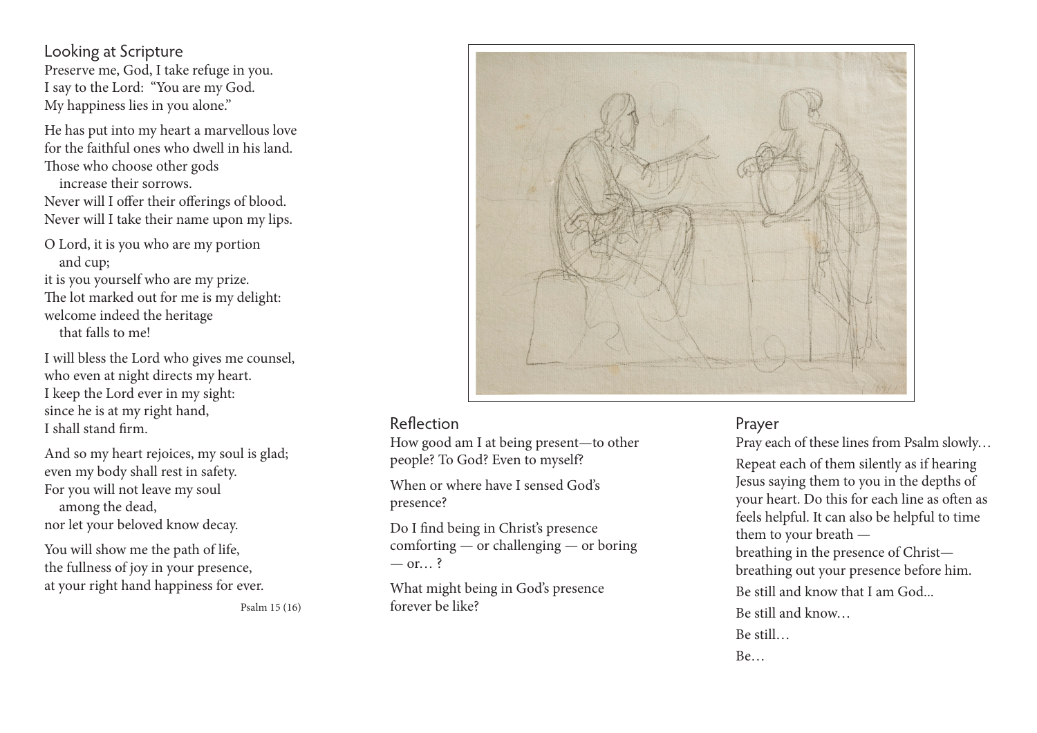## Looking at Scripture

Preserve me, God, I take refuge in you.
I say to the Lord: "You are my God.
My happiness lies in you alone."

He has put into my heart a marvellous love
for the faithful ones who dwell in his land.
Those who choose other gods
increase their sorrows.
Never will I offer their offerings of blood.
Never will I take their name upon my lips.

O Lord, it is you who are my portion
and cup;
it is you yourself who are my prize.
The lot marked out for me is my delight:
welcome indeed the heritage
that falls to me!

I will bless the Lord who gives me counsel,
who even at night directs my heart.
I keep the Lord ever in my sight:
since he is at my right hand,
I shall stand firm.

And so my heart rejoices, my soul is glad;
even my body shall rest in safety.
For you will not leave my soul
among the dead,
nor let your beloved know decay.

You will show me the path of life,
the fullness of joy in your presence,
at your right hand happiness for ever.

Psalm 15 (16)

## Reflection

How good am I at being present—to other people? To God? Even to myself?

When or where have I sensed God's presence?

Do I find being in Christ's presence comforting — or challenging — or boring — or… ?

What might being in God's presence forever be like?

## Prayer

Pray each of these lines from Psalm slowly…

Repeat each of them silently as if hearing Jesus saying them to you in the depths of your heart. Do this for each line as often as feels helpful. It can also be helpful to time them to your breath —
breathing in the presence of Christ—
breathing out your presence before him.

Be still and know that I am God...

Be still and know…

Be still…

Be…